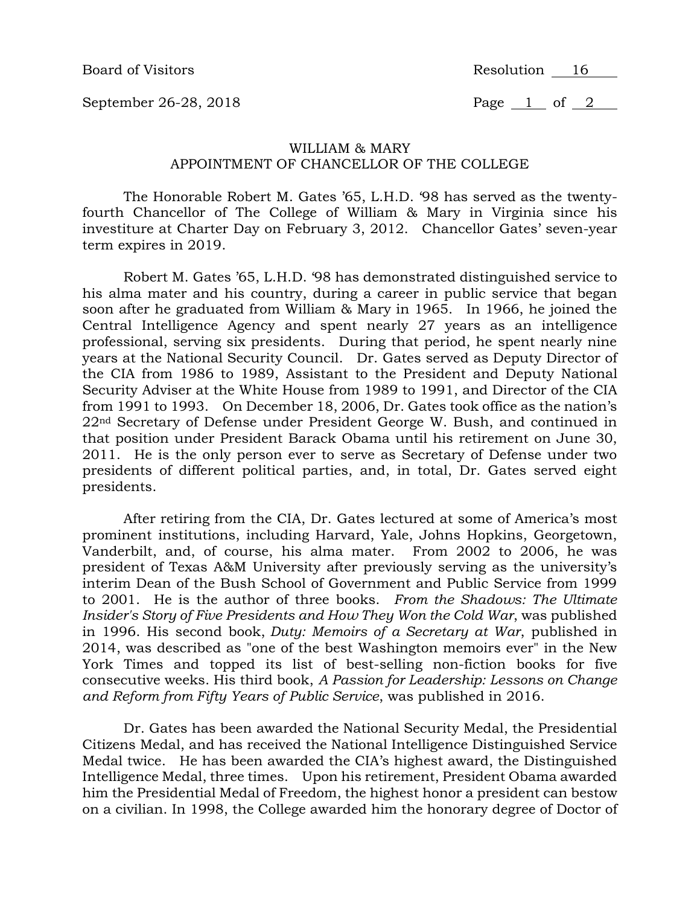Board of Visitors — Resolution 16

September 26-28, 2018

# WILLIAM & MARY
## APPOINTMENT OF CHANCELLOR OF THE COLLEGE

The Honorable Robert M. Gates ’65, L.H.D. ‘98 has served as the twenty-fourth Chancellor of The College of William & Mary in Virginia since his investiture at Charter Day on February 3, 2012. Chancellor Gates’ seven-year term expires in 2019.

Robert M. Gates ’65, L.H.D. ‘98 has demonstrated distinguished service to his alma mater and his country, during a career in public service that began soon after he graduated from William & Mary in 1965. In 1966, he joined the Central Intelligence Agency and spent nearly 27 years as an intelligence professional, serving six presidents. During that period, he spent nearly nine years at the National Security Council. Dr. Gates served as Deputy Director of the CIA from 1986 to 1989, Assistant to the President and Deputy National Security Adviser at the White House from 1989 to 1991, and Director of the CIA from 1991 to 1993. On December 18, 2006, Dr. Gates took office as the nation’s 22nd Secretary of Defense under President George W. Bush, and continued in that position under President Barack Obama until his retirement on June 30, 2011. He is the only person ever to serve as Secretary of Defense under two presidents of different political parties, and, in total, Dr. Gates served eight presidents.

After retiring from the CIA, Dr. Gates lectured at some of America’s most prominent institutions, including Harvard, Yale, Johns Hopkins, Georgetown, Vanderbilt, and, of course, his alma mater. From 2002 to 2006, he was president of Texas A&M University after previously serving as the university’s interim Dean of the Bush School of Government and Public Service from 1999 to 2001. He is the author of three books. *From the Shadows: The Ultimate Insider's Story of Five Presidents and How They Won the Cold War*, was published in 1996. His second book, *Duty: Memoirs of a Secretary at War*, published in 2014, was described as "one of the best Washington memoirs ever" in the New York Times and topped its list of best-selling non-fiction books for five consecutive weeks. His third book, *A Passion for Leadership: Lessons on Change and Reform from Fifty Years of Public Service*, was published in 2016.

Dr. Gates has been awarded the National Security Medal, the Presidential Citizens Medal, and has received the National Intelligence Distinguished Service Medal twice. He has been awarded the CIA’s highest award, the Distinguished Intelligence Medal, three times. Upon his retirement, President Obama awarded him the Presidential Medal of Freedom, the highest honor a president can bestow on a civilian. In 1998, the College awarded him the honorary degree of Doctor of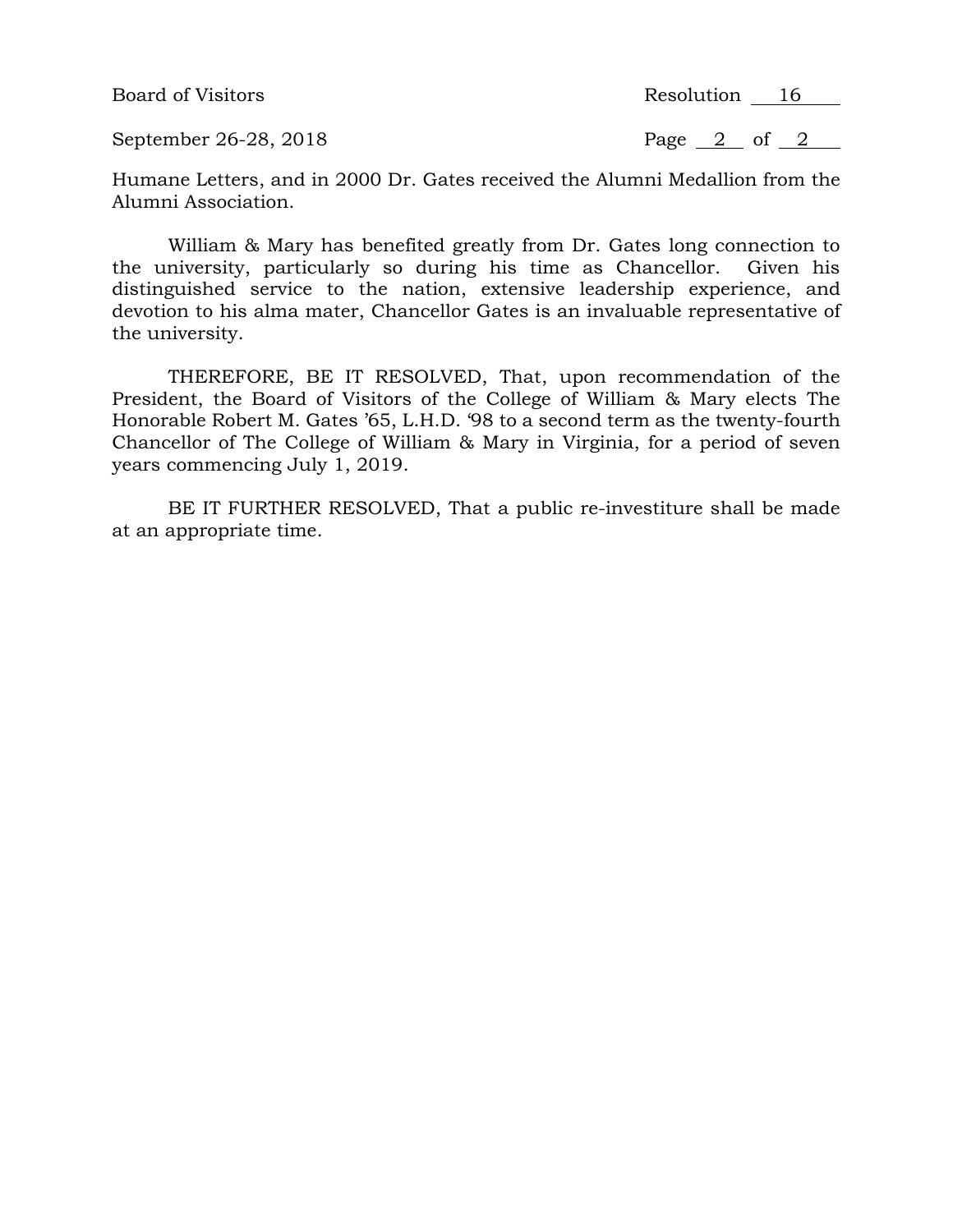Humane Letters, and in 2000 Dr. Gates received the Alumni Medallion from the Alumni Association.

William & Mary has benefited greatly from Dr. Gates long connection to the university, particularly so during his time as Chancellor. Given his distinguished service to the nation, extensive leadership experience, and devotion to his alma mater, Chancellor Gates is an invaluable representative of the university.

THEREFORE, BE IT RESOLVED, That, upon recommendation of the President, the Board of Visitors of the College of William & Mary elects The Honorable Robert M. Gates '65, L.H.D. '98 to a second term as the twenty-fourth Chancellor of The College of William & Mary in Virginia, for a period of seven years commencing July 1, 2019.

BE IT FURTHER RESOLVED, That a public re-investiture shall be made at an appropriate time.